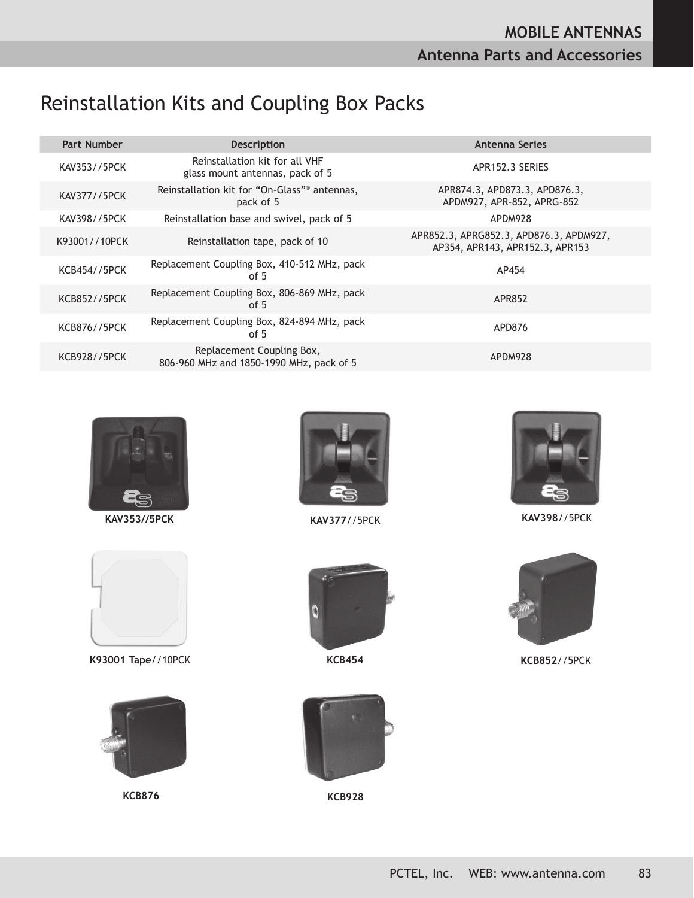# Reinstallation Kits and Coupling Box Packs

| Part Number | Description | Antenna Series |
| --- | --- | --- |
| KAV353//5PCK | Reinstallation kit for all VHF glass mount antennas, pack of 5 | APR152.3 SERIES |
| KAV377//5PCK | Reinstallation kit for "On-Glass"® antennas, pack of 5 | APR874.3, APD873.3, APD876.3, APDM927, APR-852, APRG-852 |
| KAV398//5PCK | Reinstallation base and swivel, pack of 5 | APDM928 |
| K93001//10PCK | Reinstallation tape, pack of 10 | APR852.3, APRG852.3, APD876.3, APDM927, AP354, APR143, APR152.3, APR153 |
| KCB454//5PCK | Replacement Coupling Box, 410-512 MHz, pack of 5 | AP454 |
| KCB852//5PCK | Replacement Coupling Box, 806-869 MHz, pack of 5 | APR852 |
| KCB876//5PCK | Replacement Coupling Box, 824-894 MHz, pack of 5 | APD876 |
| KCB928//5PCK | Replacement Coupling Box, 806-960 MHz and 1850-1990 MHz, pack of 5 | APDM928 |

**KAV353//5PCK**

**KAV377**//5PCK

**KAV398**//5PCK

**K93001 Tape**//10PCK

**KCB454**

**KCB852**//5PCK

**KCB876**

**KCB928**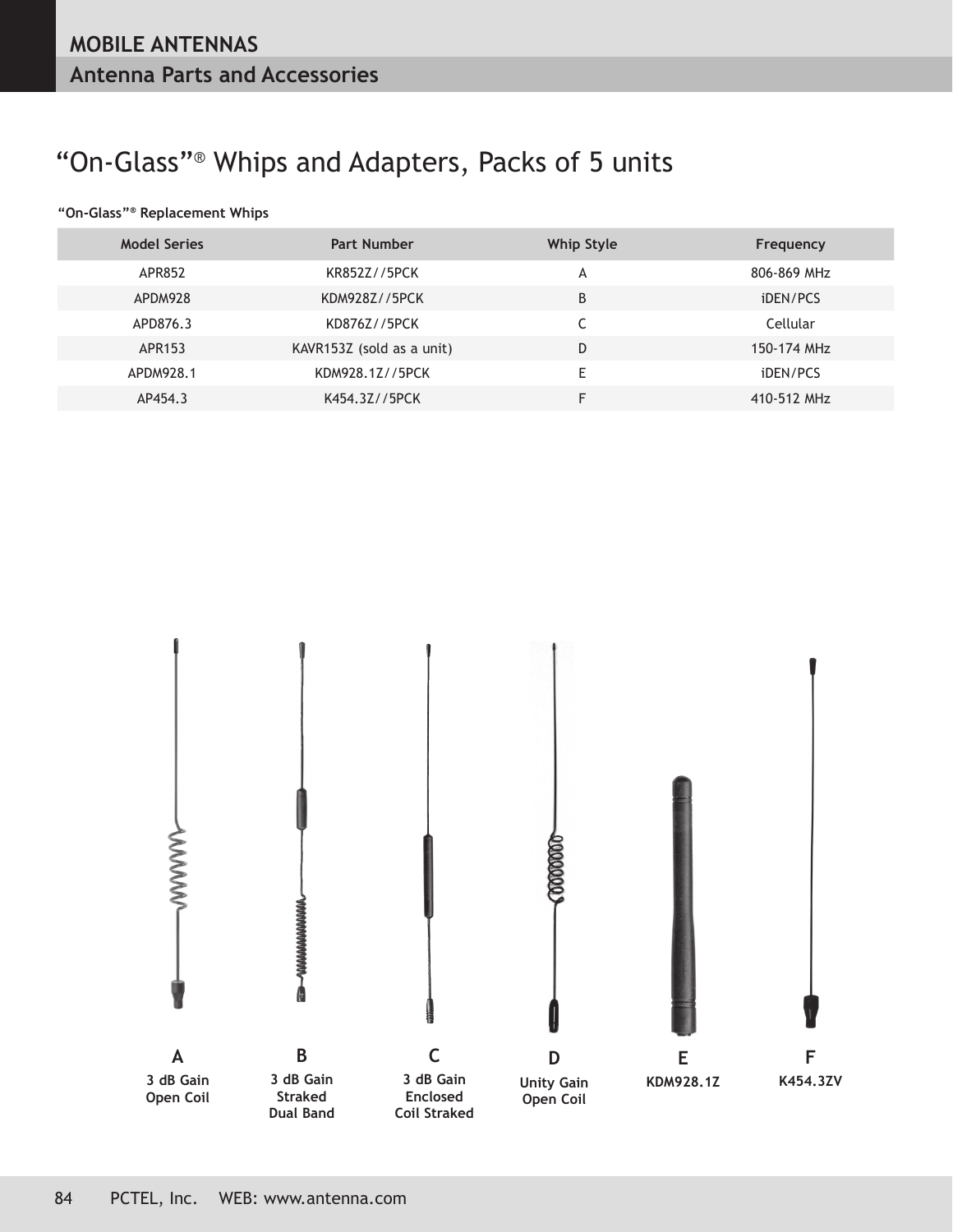# MOBILE ANTENNAS

## Antenna Parts and Accessories

## "On-Glass"® Whips and Adapters, Packs of 5 units

**"On-Glass"® Replacement Whips**

| Model Series | Part Number | Whip Style | Frequency |
|---|---|---|---|
| APR852 | KR852Z//5PCK | A | 806-869 MHz |
| APDM928 | KDM928Z//5PCK | B | iDEN/PCS |
| APD876.3 | KD876Z//5PCK | C | Cellular |
| APR153 | KAVR153Z (sold as a unit) | D | 150-174 MHz |
| APDM928.1 | KDM928.1Z//5PCK | E | iDEN/PCS |
| AP454.3 | K454.3Z//5PCK | F | 410-512 MHz |

**A** 3 dB Gain Open Coil

**B** 3 dB Gain Straked Dual Band

**C** 3 dB Gain Enclosed Coil Straked

**D** Unity Gain Open Coil

**E** KDM928.1Z

**F** K454.3ZV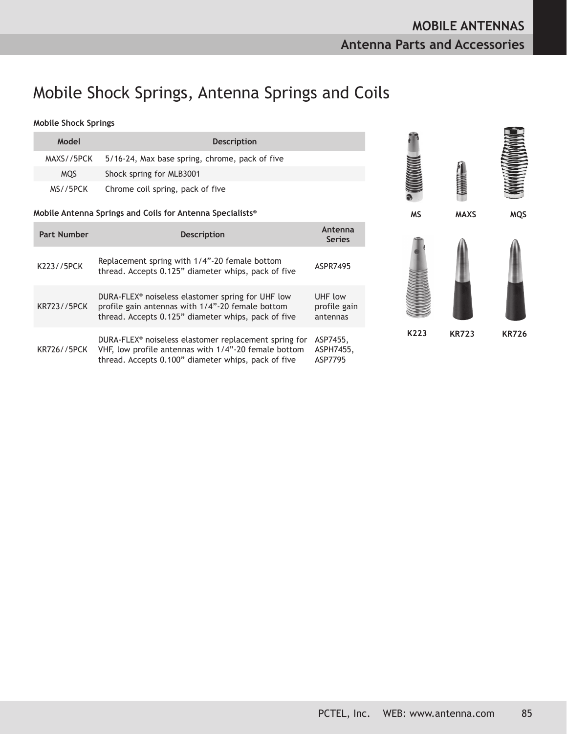# Mobile Shock Springs, Antenna Springs and Coils

**Mobile Shock Springs**

| Model | Description |
|---|---|
| MAXS//5PCK | 5/16-24, Max base spring, chrome, pack of five |
| MQS | Shock spring for MLB3001 |
| MS//5PCK | Chrome coil spring, pack of five |

**Mobile Antenna Springs and Coils for Antenna Specialists®**

| Part Number | Description | Antenna Series |
|---|---|---|
| K223//5PCK | Replacement spring with 1/4”-20 female bottom thread. Accepts 0.125” diameter whips, pack of five | ASPR7495 |
| KR723//5PCK | DURA-FLEX® noiseless elastomer spring for UHF low profile gain antennas with 1/4”-20 female bottom thread. Accepts 0.125” diameter whips, pack of five | UHF low profile gain antennas |
| KR726//5PCK | DURA-FLEX® noiseless elastomer replacement spring for VHF, low profile antennas with 1/4”-20 female bottom thread. Accepts 0.100” diameter whips, pack of five | ASP7455, ASPH7455, ASP7795 |

MS MAXS MQS

K223 KR723 KR726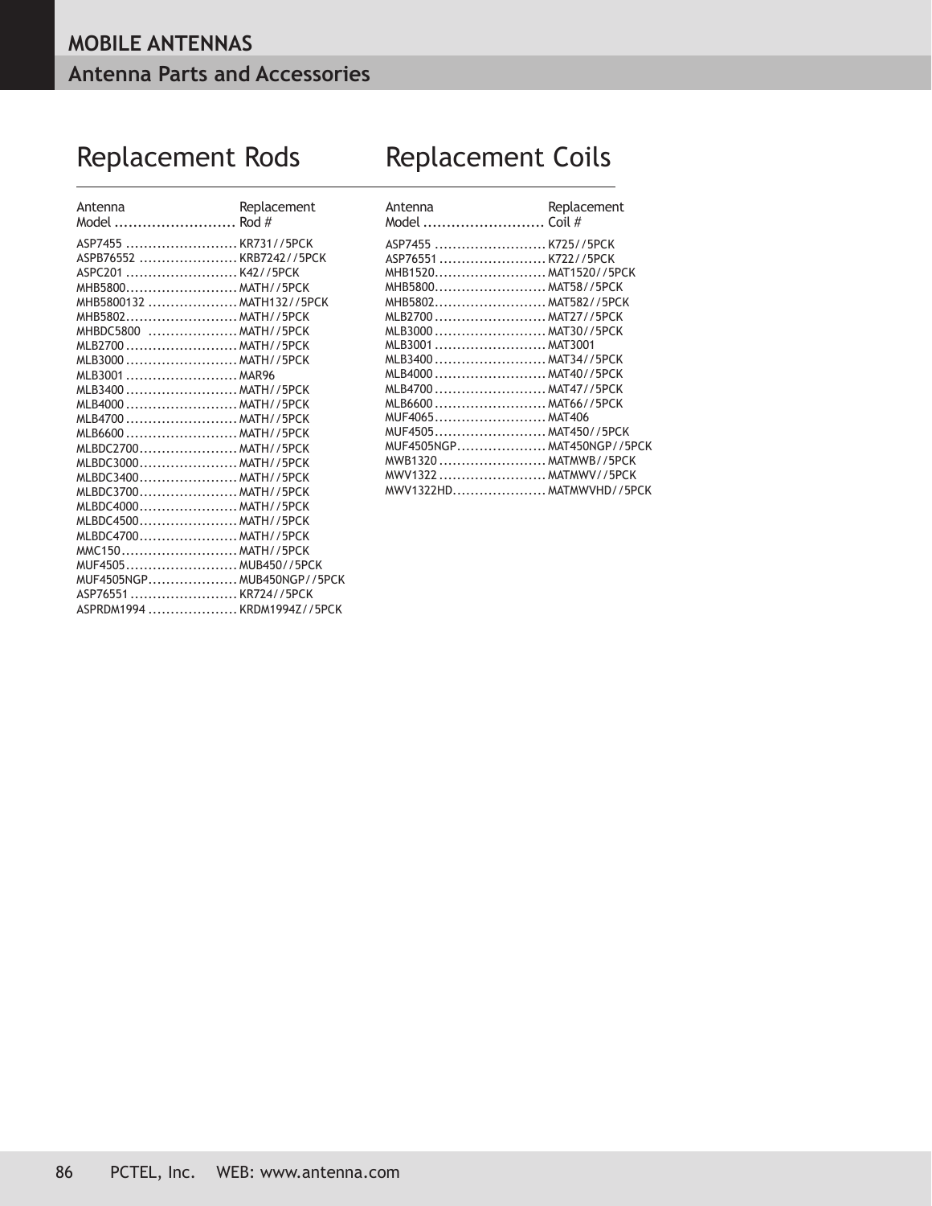# MOBILE ANTENNAS

## Antenna Parts and Accessories

## Replacement Rods

| Antenna Model | Replacement Rod # |
|---|---|
| ASP7455 | KR731//5PCK |
| ASPB76552 | KRB7242//5PCK |
| ASPC201 | K42//5PCK |
| MHB5800 | MATH//5PCK |
| MHB5800132 | MATH132//5PCK |
| MHB5802 | MATH//5PCK |
| MHBDC5800 | MATH//5PCK |
| MLB2700 | MATH//5PCK |
| MLB3000 | MATH//5PCK |
| MLB3001 | MAR96 |
| MLB3400 | MATH//5PCK |
| MLB4000 | MATH//5PCK |
| MLB4700 | MATH//5PCK |
| MLB6600 | MATH//5PCK |
| MLBDC2700 | MATH//5PCK |
| MLBDC3000 | MATH//5PCK |
| MLBDC3400 | MATH//5PCK |
| MLBDC3700 | MATH//5PCK |
| MLBDC4000 | MATH//5PCK |
| MLBDC4500 | MATH//5PCK |
| MLBDC4700 | MATH//5PCK |
| MMC150 | MATH//5PCK |
| MUF4505 | MUB450//5PCK |
| MUF4505NGP | MUB450NGP//5PCK |
| ASP76551 | KR724//5PCK |
| ASPRDM1994 | KRDM1994Z//5PCK |

## Replacement Coils

| Antenna Model | Replacement Coil # |
|---|---|
| ASP7455 | K725//5PCK |
| ASP76551 | K722//5PCK |
| MHB1520 | MAT1520//5PCK |
| MHB5800 | MAT58//5PCK |
| MHB5802 | MAT582//5PCK |
| MLB2700 | MAT27//5PCK |
| MLB3000 | MAT30//5PCK |
| MLB3001 | MAT3001 |
| MLB3400 | MAT34//5PCK |
| MLB4000 | MAT40//5PCK |
| MLB4700 | MAT47//5PCK |
| MLB6600 | MAT66//5PCK |
| MUF4065 | MAT406 |
| MUF4505 | MAT450//5PCK |
| MUF4505NGP | MAT450NGP//5PCK |
| MWB1320 | MATMWB//5PCK |
| MWV1322 | MATMWV//5PCK |
| MWV1322HD | MATMWVHD//5PCK |